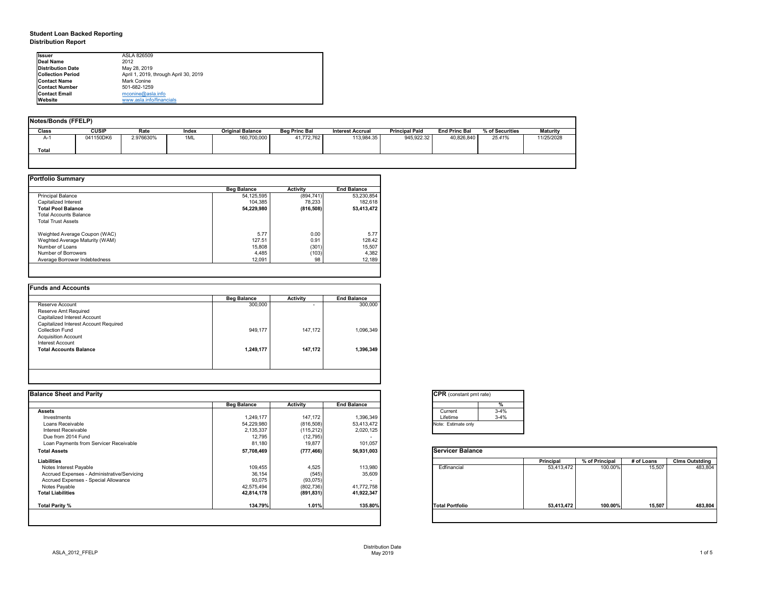**Student Loan Backed Reporting**
**Distribution Report**

| | |
|---|---|
| **Issuer** | ASLA 826509 |
| **Deal Name** | 2012 |
| **Distribution Date** | May 28, 2019 |
| **Collection Period** | April 1, 2019, through April 30, 2019 |
| **Contact Name** | Mark Conine |
| **Contact Number** | 501-682-1259 |
| **Contact Email** | mconine@asla.info |
| **Website** | www.asla.info/financials |

## Notes/Bonds (FFELP)

| Class | CUSIP | Rate | Index | Original Balance | Beg Princ Bal | Interest Accrual | Principal Paid | End Princ Bal | % of Securities | Maturity |
|---|---|---|---|---|---|---|---|---|---|---|
| A-1 | 041150DK6 | 2.976630% | 1ML | 160,700,000 | 41,772,762 | 113,984.35 | 945,922.32 | 40,826,840 | *25.41%* | 11/25/2028 |
| **Total** | | | | | | | | | | |

## Portfolio Summary

| | Beg Balance | Activity | End Balance |
|---|---|---|---|
| Principal Balance | 54,125,595 | (894,741) | 53,230,854 |
| Capitalized Interest | 104,385 | 78,233 | 182,618 |
| **Total Pool Balance** | **54,229,980** | **(816,508)** | **53,413,472** |
| Total Accounts Balance | | | |
| Total Trust Assets | | | |
| Weighted Average Coupon (WAC) | 5.77 | 0.00 | 5.77 |
| Weghted Average Maturity (WAM) | 127.51 | 0.91 | 128.42 |
| Number of Loans | 15,808 | (301) | 15,507 |
| Number of Borrowers | 4,485 | (103) | 4,382 |
| Average Borrower Indebtedness | 12,091 | 98 | 12,189 |

## Funds and Accounts

| | Beg Balance | Activity | End Balance |
|---|---|---|---|
| Reserve Account | 300,000 | - | 300,000 |
| Reserve Amt Required | | | |
| Capitalized Interest Account | | | |
| Capitalized Interest Account Required | | | |
| Collection Fund | 949,177 | 147,172 | 1,096,349 |
| Acquisition Account | | | |
| Interest Account | | | |
| **Total Accounts Balance** | **1,249,177** | **147,172** | **1,396,349** |

## Balance Sheet and Parity

| | Beg Balance | Activity | End Balance |
|---|---|---|---|
| **Assets** | | | |
| Investments | 1,249,177 | 147,172 | 1,396,349 |
| Loans Receivable | 54,229,980 | (816,508) | 53,413,472 |
| Interest Receivable | 2,135,337 | (115,212) | 2,020,125 |
| Due from 2014 Fund | 12,795 | (12,795) | - |
| Loan Payments from Servicer Receivable | 81,180 | 19,877 | 101,057 |
| **Total Assets** | **57,708,469** | **(777,466)** | **56,931,003** |
| **Liabilities** | | | |
| Notes Interest Payable | 109,455 | 4,525 | 113,980 |
| Accrued Expenses - Administrative/Servicing | 36,154 | (545) | 35,609 |
| Accrued Expenses - Special Allowance | 93,075 | (93,075) | - |
| Notes Payable | 42,575,494 | (802,736) | 41,772,758 |
| **Total Liabilities** | **42,814,178** | **(891,831)** | **41,922,347** |
| **Total Parity %** | **134.79%** | **1.01%** | **135.80%** |

## CPR (constant pmt rate)

| | % |
|---|---|
| Current | 3-4% |
| Lifetime | 3-4% |

Note: Estimate only

## Servicer Balance

| | Principal | % of Principal | # of Loans | Clms Outstding |
|---|---|---|---|---|
| Edfinancial | 53,413,472 | 100.00% | 15,507 | 483,804 |
| **Total Portfolio** | **53,413,472** | **100.00%** | **15,507** | **483,804** |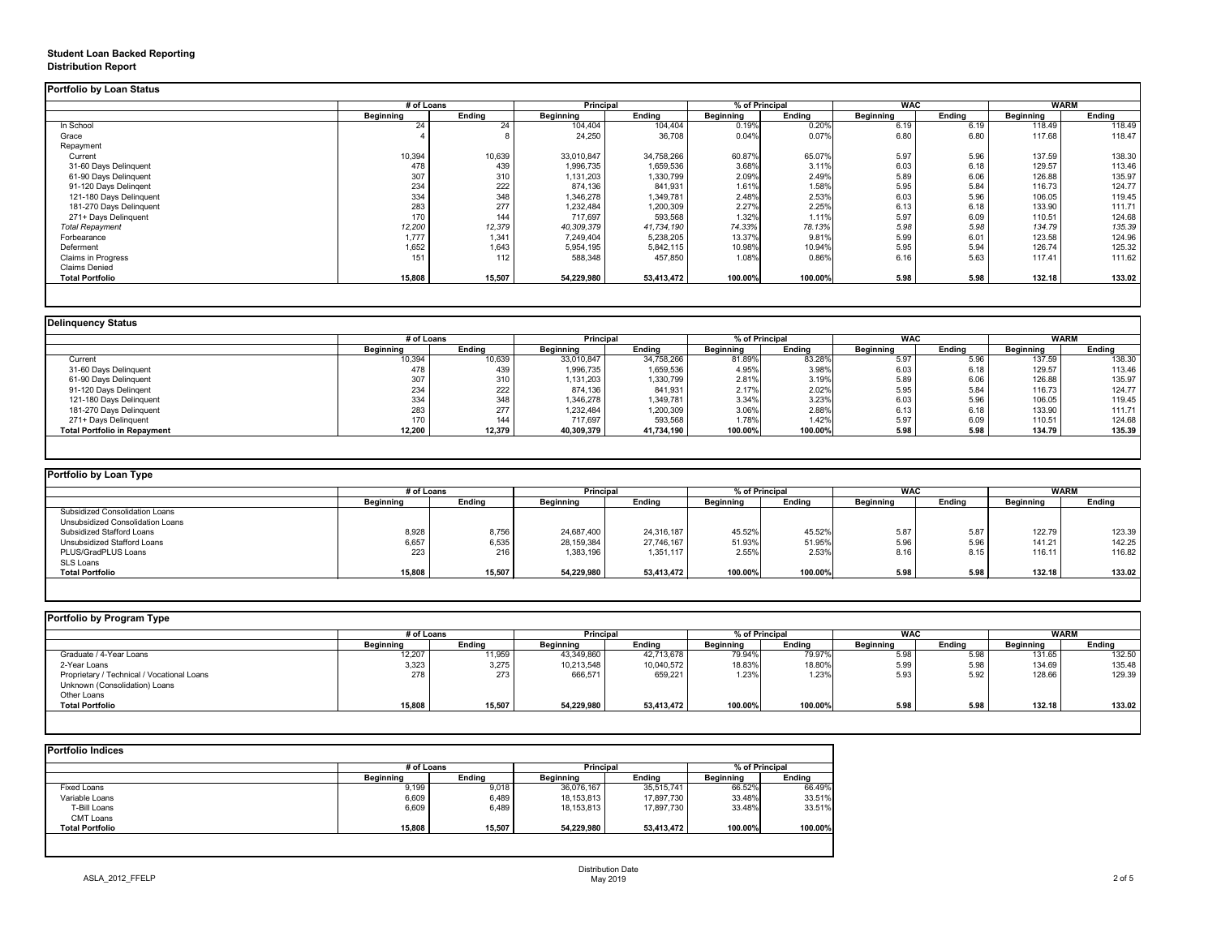**Student Loan Backed Reporting**
**Distribution Report**

## Portfolio by Loan Status

| | # of Loans | | Principal | | % of Principal | | WAC | | WARM | |
|---|---|---|---|---|---|---|---|---|---|---|
| | Beginning | Ending | Beginning | Ending | Beginning | Ending | Beginning | Ending | Beginning | Ending |
| In School | 24 | 24 | 104,404 | 104,404 | 0.19% | 0.20% | 6.19 | 6.19 | 118.49 | 118.49 |
| Grace | 4 | 8 | 24,250 | 36,708 | 0.04% | 0.07% | 6.80 | 6.80 | 117.68 | 118.47 |
| Repayment | | | | | | | | | | |
| Current | 10,394 | 10,639 | 33,010,847 | 34,758,266 | 60.87% | 65.07% | 5.97 | 5.96 | 137.59 | 138.30 |
| 31-60 Days Delinquent | 478 | 439 | 1,996,735 | 1,659,536 | 3.68% | 3.11% | 6.03 | 6.18 | 129.57 | 113.46 |
| 61-90 Days Delinquent | 307 | 310 | 1,131,203 | 1,330,799 | 2.09% | 2.49% | 5.89 | 6.06 | 126.88 | 135.97 |
| 91-120 Days Delingent | 234 | 222 | 874,136 | 841,931 | 1.61% | 1.58% | 5.95 | 5.84 | 116.73 | 124.77 |
| 121-180 Days Delinquent | 334 | 348 | 1,346,278 | 1,349,781 | 2.48% | 2.53% | 6.03 | 5.96 | 106.05 | 119.45 |
| 181-270 Days Delinquent | 283 | 277 | 1,232,484 | 1,200,309 | 2.27% | 2.25% | 6.13 | 6.18 | 133.90 | 111.71 |
| 271+ Days Delinquent | 170 | 144 | 717,697 | 593,568 | 1.32% | 1.11% | 5.97 | 6.09 | 110.51 | 124.68 |
| *Total Repayment* | *12,200* | *12,379* | *40,309,379* | *41,734,190* | *74.33%* | *78.13%* | *5.98* | *5.98* | *134.79* | *135.39* |
| Forbearance | 1,777 | 1,341 | 7,249,404 | 5,238,205 | 13.37% | 9.81% | 5.99 | 6.01 | 123.58 | 124.96 |
| Deferment | 1,652 | 1,643 | 5,954,195 | 5,842,115 | 10.98% | 10.94% | 5.95 | 5.94 | 126.74 | 125.32 |
| Claims in Progress | 151 | 112 | 588,348 | 457,850 | 1.08% | 0.86% | 6.16 | 5.63 | 117.41 | 111.62 |
| Claims Denied | | | | | | | | | | |
| **Total Portfolio** | **15,808** | **15,507** | **54,229,980** | **53,413,472** | **100.00%** | **100.00%** | **5.98** | **5.98** | **132.18** | **133.02** |

## Delinquency Status

| | # of Loans | | Principal | | % of Principal | | WAC | | WARM | |
|---|---|---|---|---|---|---|---|---|---|---|
| | Beginning | Ending | Beginning | Ending | Beginning | Ending | Beginning | Ending | Beginning | Ending |
| Current | 10,394 | 10,639 | 33,010,847 | 34,758,266 | 81.89% | 83.28% | 5.97 | 5.96 | 137.59 | 138.30 |
| 31-60 Days Delinquent | 478 | 439 | 1,996,735 | 1,659,536 | 4.95% | 3.98% | 6.03 | 6.18 | 129.57 | 113.46 |
| 61-90 Days Delinquent | 307 | 310 | 1,131,203 | 1,330,799 | 2.81% | 3.19% | 5.89 | 6.06 | 126.88 | 135.97 |
| 91-120 Days Delingent | 234 | 222 | 874,136 | 841,931 | 2.17% | 2.02% | 5.95 | 5.84 | 116.73 | 124.77 |
| 121-180 Days Delinquent | 334 | 348 | 1,346,278 | 1,349,781 | 3.34% | 3.23% | 6.03 | 5.96 | 106.05 | 119.45 |
| 181-270 Days Delinquent | 283 | 277 | 1,232,484 | 1,200,309 | 3.06% | 2.88% | 6.13 | 6.18 | 133.90 | 111.71 |
| 271+ Days Delinquent | 170 | 144 | 717,697 | 593,568 | 1.78% | 1.42% | 5.97 | 6.09 | 110.51 | 124.68 |
| **Total Portfolio in Repayment** | **12,200** | **12,379** | **40,309,379** | **41,734,190** | **100.00%** | **100.00%** | **5.98** | **5.98** | **134.79** | **135.39** |

## Portfolio by Loan Type

| | # of Loans | | Principal | | % of Principal | | WAC | | WARM | |
|---|---|---|---|---|---|---|---|---|---|---|
| | Beginning | Ending | Beginning | Ending | Beginning | Ending | Beginning | Ending | Beginning | Ending |
| Subsidized Consolidation Loans | | | | | | | | | | |
| Unsubsidized Consolidation Loans | | | | | | | | | | |
| Subsidized Stafford Loans | 8,928 | 8,756 | 24,687,400 | 24,316,187 | 45.52% | 45.52% | 5.87 | 5.87 | 122.79 | 123.39 |
| Unsubsidized Stafford Loans | 6,657 | 6,535 | 28,159,384 | 27,746,167 | 51.93% | 51.95% | 5.96 | 5.96 | 141.21 | 142.25 |
| PLUS/GradPLUS Loans | 223 | 216 | 1,383,196 | 1,351,117 | 2.55% | 2.53% | 8.16 | 8.15 | 116.11 | 116.82 |
| SLS Loans | | | | | | | | | | |
| **Total Portfolio** | **15,808** | **15,507** | **54,229,980** | **53,413,472** | **100.00%** | **100.00%** | **5.98** | **5.98** | **132.18** | **133.02** |

## Portfolio by Program Type

| | # of Loans | | Principal | | % of Principal | | WAC | | WARM | |
|---|---|---|---|---|---|---|---|---|---|---|
| | Beginning | Ending | Beginning | Ending | Beginning | Ending | Beginning | Ending | Beginning | Ending |
| Graduate / 4-Year Loans | 12,207 | 11,959 | 43,349,860 | 42,713,678 | 79.94% | 79.97% | 5.98 | 5.98 | 131.65 | 132.50 |
| 2-Year Loans | 3,323 | 3,275 | 10,213,548 | 10,040,572 | 18.83% | 18.80% | 5.99 | 5.98 | 134.69 | 135.48 |
| Proprietary / Technical / Vocational Loans | 278 | 273 | 666,571 | 659,221 | 1.23% | 1.23% | 5.93 | 5.92 | 128.66 | 129.39 |
| Unknown (Consolidation) Loans | | | | | | | | | | |
| Other Loans | | | | | | | | | | |
| **Total Portfolio** | **15,808** | **15,507** | **54,229,980** | **53,413,472** | **100.00%** | **100.00%** | **5.98** | **5.98** | **132.18** | **133.02** |

## Portfolio Indices

| | # of Loans | | Principal | | % of Principal | |
|---|---|---|---|---|---|---|
| | Beginning | Ending | Beginning | Ending | Beginning | Ending |
| Fixed Loans | 9,199 | 9,018 | 36,076,167 | 35,515,741 | 66.52% | 66.49% |
| Variable Loans | 6,609 | 6,489 | 18,153,813 | 17,897,730 | 33.48% | 33.51% |
| T-Bill Loans | 6,609 | 6,489 | 18,153,813 | 17,897,730 | 33.48% | 33.51% |
| CMT Loans | | | | | | |
| **Total Portfolio** | **15,808** | **15,507** | **54,229,980** | **53,413,472** | **100.00%** | **100.00%** |

ASLA_2012_FFELP

Distribution Date
May 2019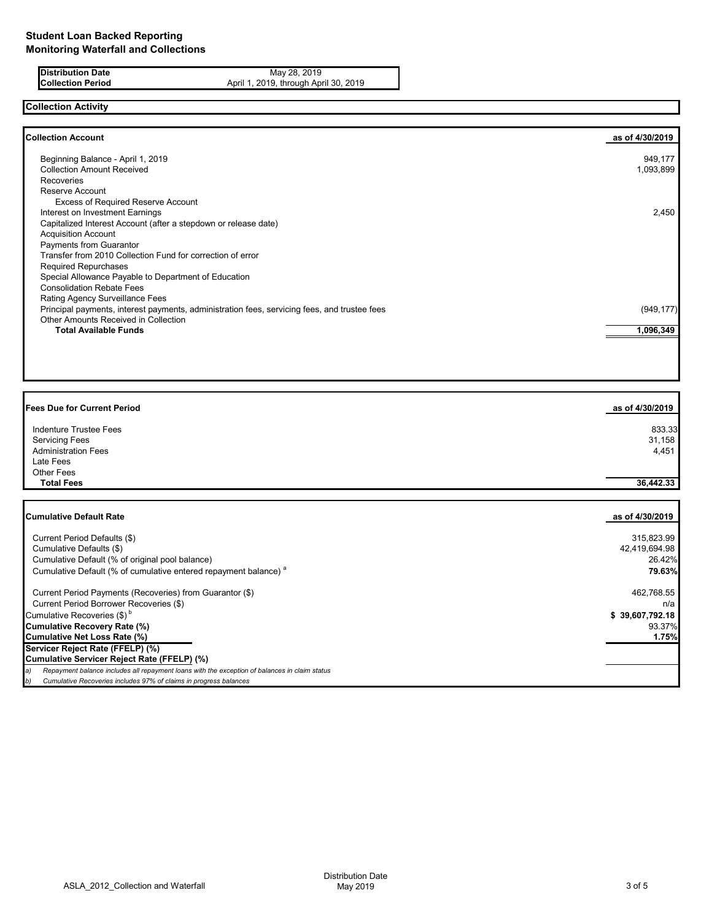# Student Loan Backed Reporting
## Monitoring Waterfall and Collections

| | |
|---|---|
| **Distribution Date** | May 28, 2019 |
| **Collection Period** | April 1, 2019, through April 30, 2019 |

## Collection Activity

| **Collection Account** | **as of 4/30/2019** |
|---|---|
| Beginning Balance - April 1, 2019 | 949,177 |
| Collection Amount Received | 1,093,899 |
| Recoveries | |
| Reserve Account | |
| Excess of Required Reserve Account | |
| Interest on Investment Earnings | 2,450 |
| Capitalized Interest Account (after a stepdown or release date) | |
| Acquisition Account | |
| Payments from Guarantor | |
| Transfer from 2010 Collection Fund for correction of error | |
| Required Repurchases | |
| Special Allowance Payable to Department of Education | |
| Consolidation Rebate Fees | |
| Rating Agency Surveillance Fees | |
| Principal payments, interest payments, administration fees, servicing fees, and trustee fees | (949,177) |
| Other Amounts Received in Collection | |
| **Total Available Funds** | **1,096,349** |

| **Fees Due for Current Period** | **as of 4/30/2019** |
|---|---|
| Indenture Trustee Fees | 833.33 |
| Servicing Fees | 31,158 |
| Administration Fees | 4,451 |
| Late Fees | |
| Other Fees | |
| **Total Fees** | **36,442.33** |

| **Cumulative Default Rate** | **as of 4/30/2019** |
|---|---|
| Current Period Defaults ($) | 315,823.99 |
| Cumulative Defaults ($) | 42,419,694.98 |
| Cumulative Default (% of original pool balance) | 26.42% |
| Cumulative Default (% of cumulative entered repayment balance) [a] | **79.63%** |
| Current Period Payments (Recoveries) from Guarantor ($) | 462,768.55 |
| Current Period Borrower Recoveries ($) | n/a |
| Cumulative Recoveries ($) [b] | **$ 39,607,792.18** |
| **Cumulative Recovery Rate (%)** | 93.37% |
| **Cumulative Net Loss Rate (%)** | **1.75%** |
| **Servicer Reject Rate (FFELP) (%)** | |
| **Cumulative Servicer Reject Rate (FFELP) (%)** | |

*a) Repayment balance includes all repayment loans with the exception of balances in claim status*

*b) Cumulative Recoveries includes 97% of claims in progress balances*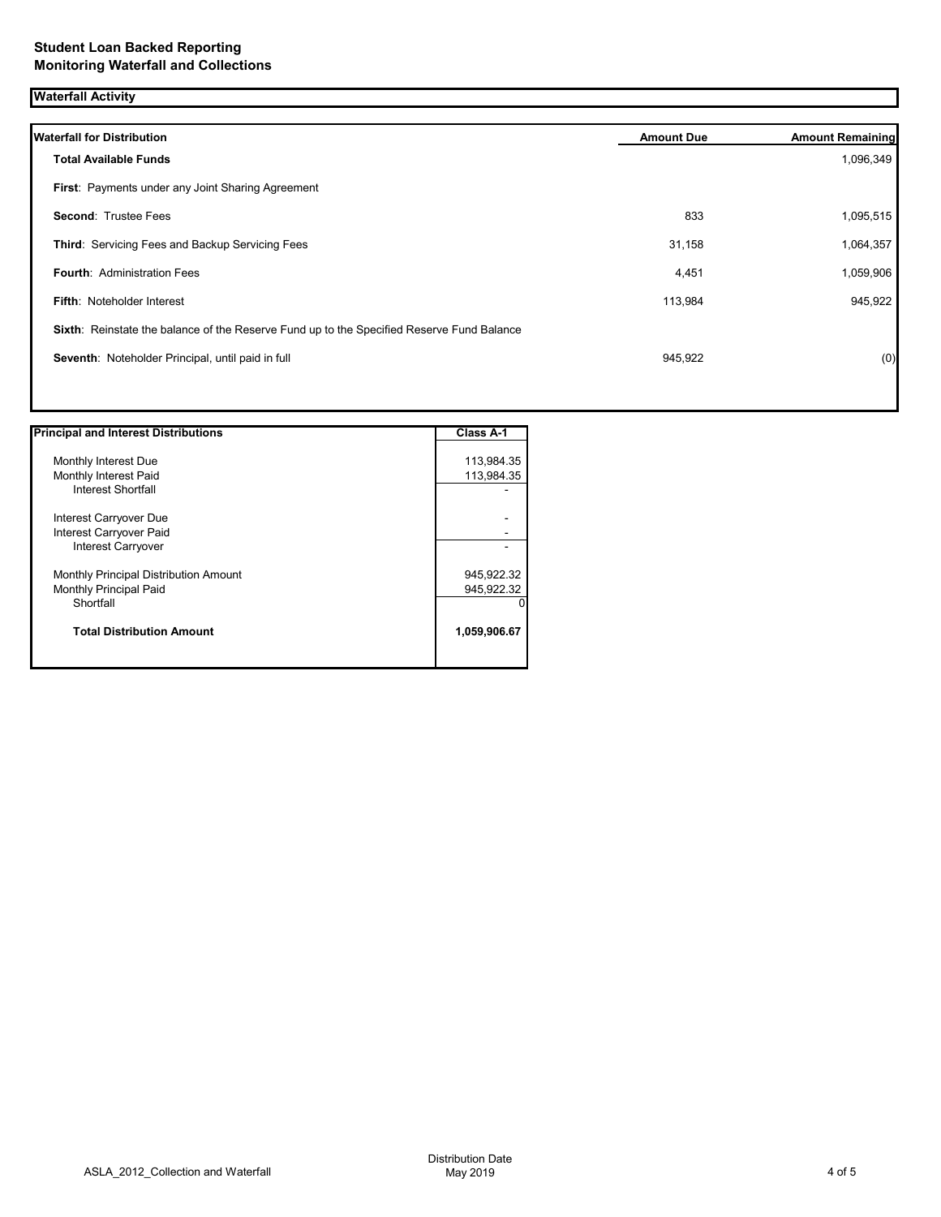**Student Loan Backed Reporting**
**Monitoring Waterfall and Collections**

## Waterfall Activity

| Waterfall for Distribution | Amount Due | Amount Remaining |
|---|---|---|
| **Total Available Funds** | | 1,096,349 |
| **First**: Payments under any Joint Sharing Agreement | | |
| **Second**: Trustee Fees | 833 | 1,095,515 |
| **Third**: Servicing Fees and Backup Servicing Fees | 31,158 | 1,064,357 |
| **Fourth**: Administration Fees | 4,451 | 1,059,906 |
| **Fifth**: Noteholder Interest | 113,984 | 945,922 |
| **Sixth**: Reinstate the balance of the Reserve Fund up to the Specified Reserve Fund Balance | | |
| **Seventh**: Noteholder Principal, until paid in full | 945,922 | (0) |

| Principal and Interest Distributions | Class A-1 |
|---|---|
| Monthly Interest Due | 113,984.35 |
| Monthly Interest Paid | 113,984.35 |
| Interest Shortfall | - |
| Interest Carryover Due | - |
| Interest Carryover Paid | - |
| Interest Carryover | - |
| Monthly Principal Distribution Amount | 945,922.32 |
| Monthly Principal Paid | 945,922.32 |
| Shortfall | 0 |
| **Total Distribution Amount** | **1,059,906.67** |

ASLA_2012_Collection and Waterfall

Distribution Date
May 2019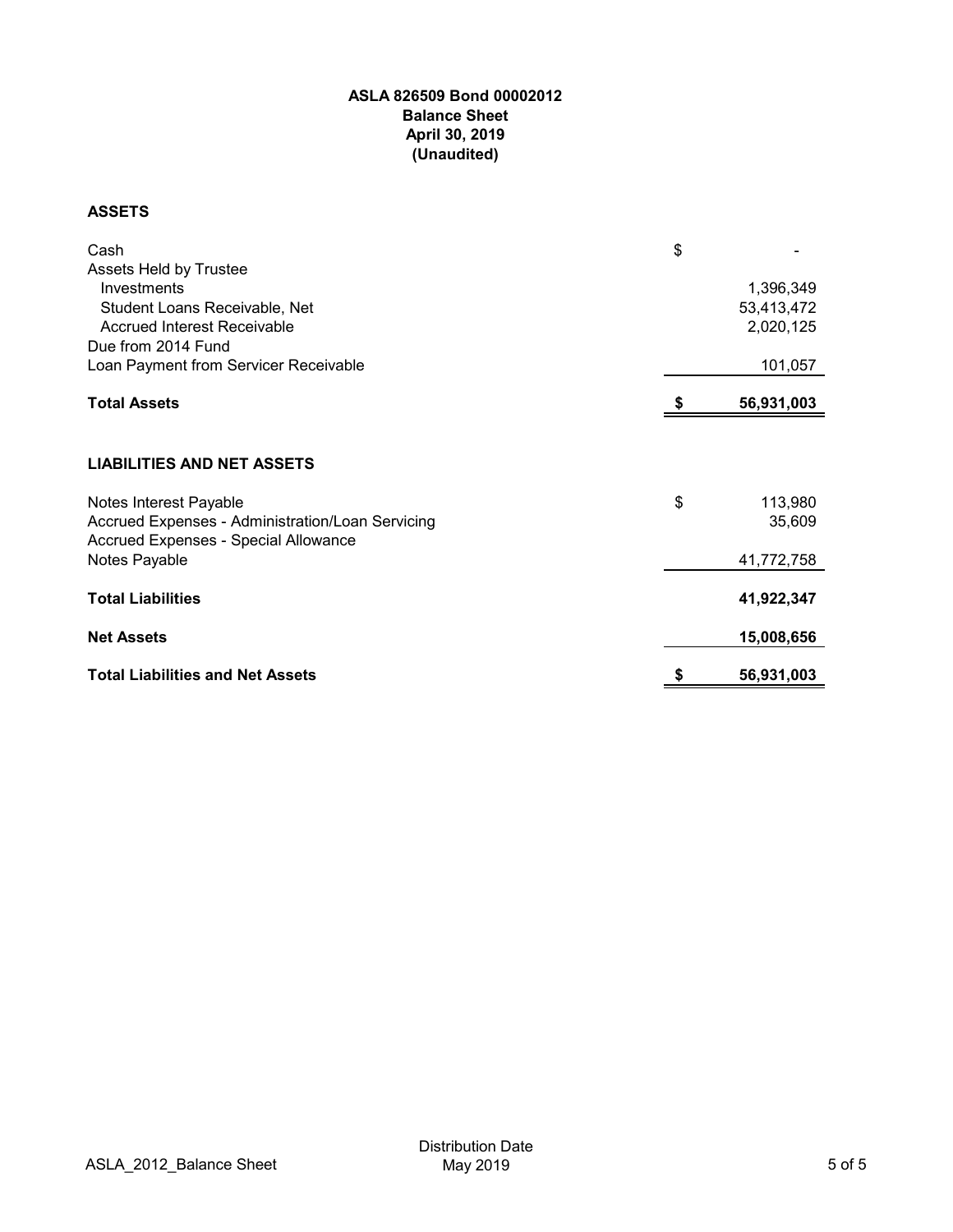**ASLA 826509 Bond 00002012**
**Balance Sheet**
**April 30, 2019**
**(Unaudited)**

**ASSETS**

| | | |
|---|---|---|
| Cash | $ | - |
| Assets Held by Trustee | | |
| Investments | | 1,396,349 |
| Student Loans Receivable, Net | | 53,413,472 |
| Accrued Interest Receivable | | 2,020,125 |
| Due from 2014 Fund | | |
| Loan Payment from Servicer Receivable | | 101,057 |
| **Total Assets** | **$** | **56,931,003** |

**LIABILITIES AND NET ASSETS**

| | | |
|---|---|---|
| Notes Interest Payable | $ | 113,980 |
| Accrued Expenses - Administration/Loan Servicing | | 35,609 |
| Accrued Expenses - Special Allowance | | |
| Notes Payable | | 41,772,758 |
| **Total Liabilities** | | **41,922,347** |
| **Net Assets** | | **15,008,656** |
| **Total Liabilities and Net Assets** | **$** | **56,931,003** |

ASLA_2012_Balance Sheet

Distribution Date
May 2019